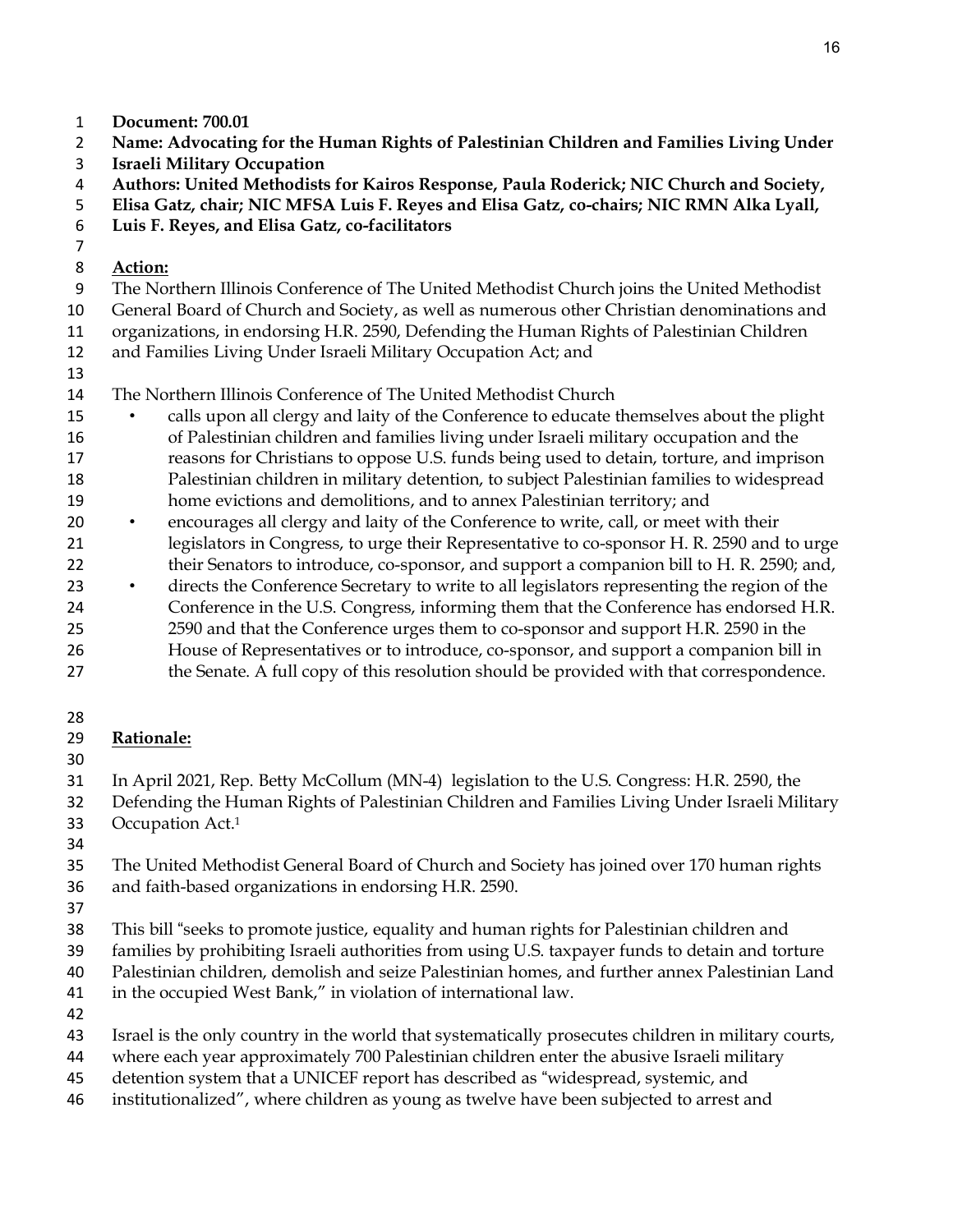**Document: 700.01**
**Name: Advocating for the Human Rights of Palestinian Children and Families Living Under Israeli Military Occupation**
**Authors: United Methodists for Kairos Response, Paula Roderick; NIC Church and Society, Elisa Gatz, chair; NIC MFSA Luis F. Reyes and Elisa Gatz, co-chairs; NIC RMN Alka Lyall, Luis F. Reyes, and Elisa Gatz, co-facilitators**

**Action:**

The Northern Illinois Conference of The United Methodist Church joins the United Methodist General Board of Church and Society, as well as numerous other Christian denominations and organizations, in endorsing H.R. 2590, Defending the Human Rights of Palestinian Children and Families Living Under Israeli Military Occupation Act; and

The Northern Illinois Conference of The United Methodist Church

- calls upon all clergy and laity of the Conference to educate themselves about the plight of Palestinian children and families living under Israeli military occupation and the reasons for Christians to oppose U.S. funds being used to detain, torture, and imprison Palestinian children in military detention, to subject Palestinian families to widespread home evictions and demolitions, and to annex Palestinian territory; and
- encourages all clergy and laity of the Conference to write, call, or meet with their legislators in Congress, to urge their Representative to co-sponsor H. R. 2590 and to urge their Senators to introduce, co-sponsor, and support a companion bill to H. R. 2590; and,
- directs the Conference Secretary to write to all legislators representing the region of the Conference in the U.S. Congress, informing them that the Conference has endorsed H.R. 2590 and that the Conference urges them to co-sponsor and support H.R. 2590 in the House of Representatives or to introduce, co-sponsor, and support a companion bill in the Senate. A full copy of this resolution should be provided with that correspondence.

**Rationale:**

In April 2021, Rep. Betty McCollum (MN-4) legislation to the U.S. Congress: H.R. 2590, the Defending the Human Rights of Palestinian Children and Families Living Under Israeli Military Occupation Act.[1]

The United Methodist General Board of Church and Society has joined over 170 human rights and faith-based organizations in endorsing H.R. 2590.

This bill "seeks to promote justice, equality and human rights for Palestinian children and families by prohibiting Israeli authorities from using U.S. taxpayer funds to detain and torture Palestinian children, demolish and seize Palestinian homes, and further annex Palestinian Land in the occupied West Bank," in violation of international law.

Israel is the only country in the world that systematically prosecutes children in military courts, where each year approximately 700 Palestinian children enter the abusive Israeli military detention system that a UNICEF report has described as "widespread, systemic, and institutionalized", where children as young as twelve have been subjected to arrest and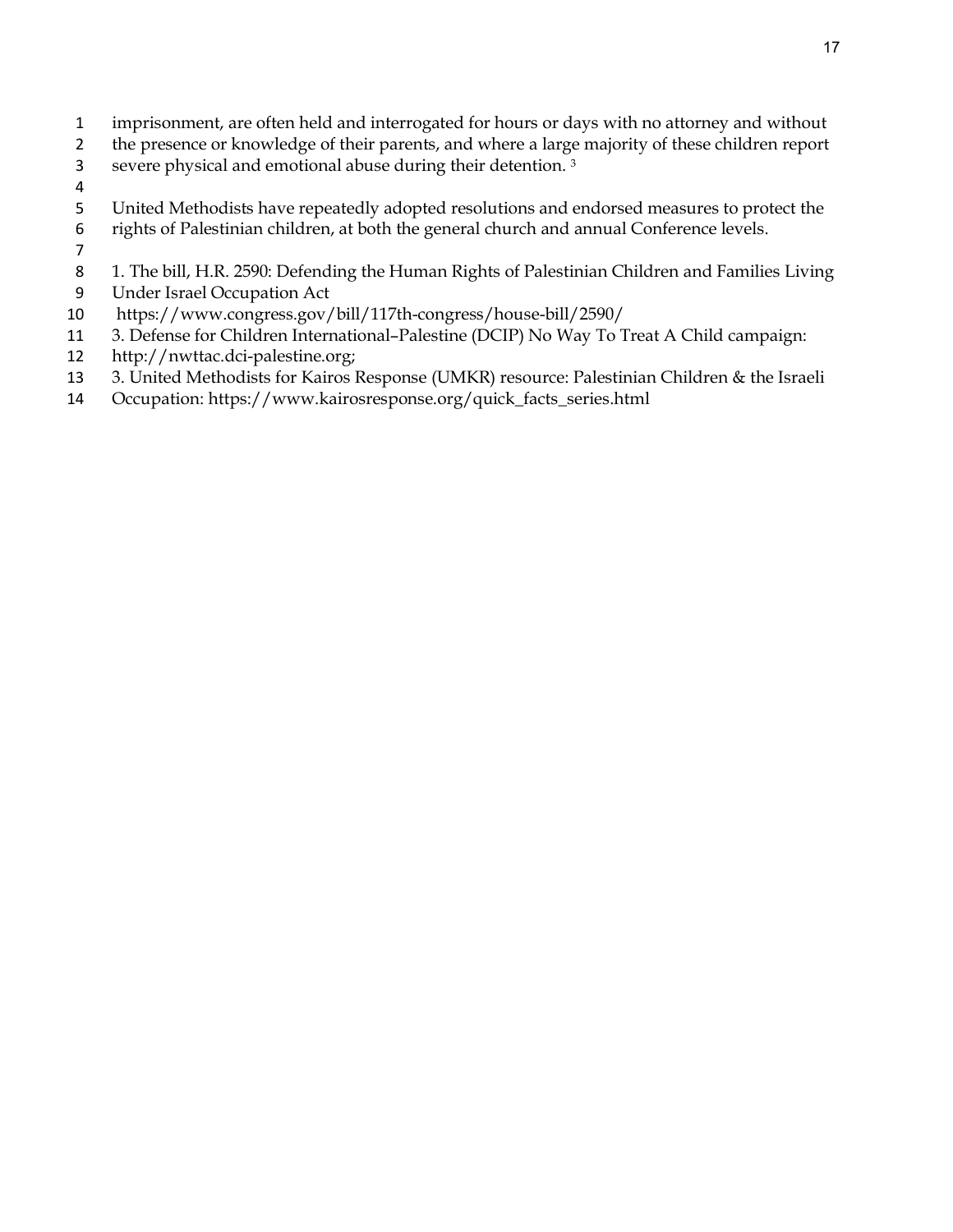imprisonment, are often held and interrogated for hours or days with no attorney and without the presence or knowledge of their parents, and where a large majority of these children report severe physical and emotional abuse during their detention. [3]

United Methodists have repeatedly adopted resolutions and endorsed measures to protect the rights of Palestinian children, at both the general church and annual Conference levels.

1. The bill, H.R. 2590: Defending the Human Rights of Palestinian Children and Families Living Under Israel Occupation Act https://www.congress.gov/bill/117th-congress/house-bill/2590/
3. Defense for Children International–Palestine (DCIP) No Way To Treat A Child campaign: http://nwttac.dci-palestine.org;
3. United Methodists for Kairos Response (UMKR) resource: Palestinian Children & the Israeli Occupation: https://www.kairosresponse.org/quick_facts_series.html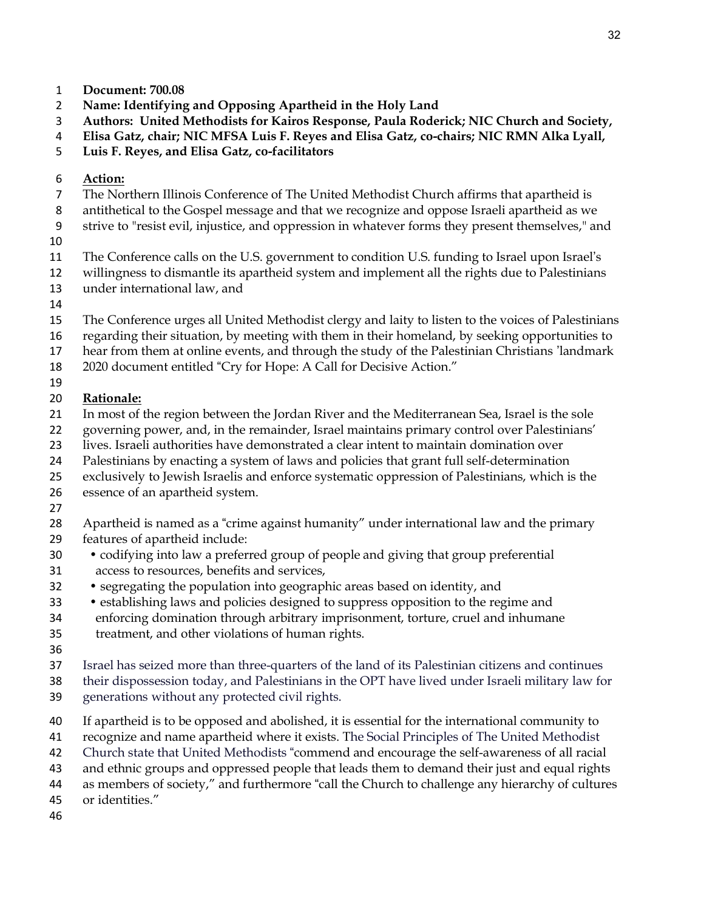**Document: 700.08**
**Name: Identifying and Opposing Apartheid in the Holy Land**
**Authors: United Methodists for Kairos Response, Paula Roderick; NIC Church and Society, Elisa Gatz, chair; NIC MFSA Luis F. Reyes and Elisa Gatz, co-chairs; NIC RMN Alka Lyall, Luis F. Reyes, and Elisa Gatz, co-facilitators**

**Action:**

The Northern Illinois Conference of The United Methodist Church affirms that apartheid is antithetical to the Gospel message and that we recognize and oppose Israeli apartheid as we strive to "resist evil, injustice, and oppression in whatever forms they present themselves," and

The Conference calls on the U.S. government to condition U.S. funding to Israel upon Israel's willingness to dismantle its apartheid system and implement all the rights due to Palestinians under international law, and

The Conference urges all United Methodist clergy and laity to listen to the voices of Palestinians regarding their situation, by meeting with them in their homeland, by seeking opportunities to hear from them at online events, and through the study of the Palestinian Christians 'landmark 2020 document entitled "Cry for Hope: A Call for Decisive Action."

**Rationale:**

In most of the region between the Jordan River and the Mediterranean Sea, Israel is the sole governing power, and, in the remainder, Israel maintains primary control over Palestinians' lives. Israeli authorities have demonstrated a clear intent to maintain domination over Palestinians by enacting a system of laws and policies that grant full self-determination exclusively to Jewish Israelis and enforce systematic oppression of Palestinians, which is the essence of an apartheid system.

Apartheid is named as a "crime against humanity" under international law and the primary features of apartheid include:

- codifying into law a preferred group of people and giving that group preferential access to resources, benefits and services,
- segregating the population into geographic areas based on identity, and
- establishing laws and policies designed to suppress opposition to the regime and enforcing domination through arbitrary imprisonment, torture, cruel and inhumane treatment, and other violations of human rights.

Israel has seized more than three-quarters of the land of its Palestinian citizens and continues their dispossession today, and Palestinians in the OPT have lived under Israeli military law for generations without any protected civil rights.

If apartheid is to be opposed and abolished, it is essential for the international community to recognize and name apartheid where it exists. The Social Principles of The United Methodist Church state that United Methodists "commend and encourage the self-awareness of all racial and ethnic groups and oppressed people that leads them to demand their just and equal rights as members of society," and furthermore "call the Church to challenge any hierarchy of cultures or identities."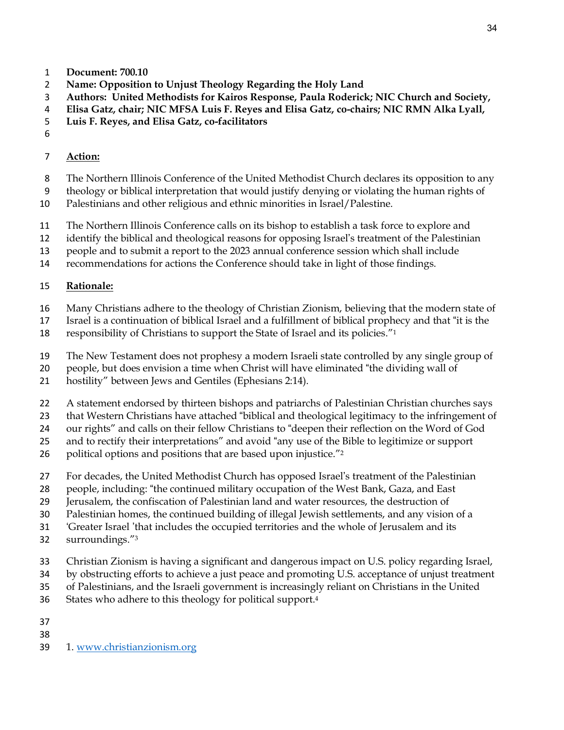**Document: 700.10**
**Name: Opposition to Unjust Theology Regarding the Holy Land**
**Authors: United Methodists for Kairos Response, Paula Roderick; NIC Church and Society, Elisa Gatz, chair; NIC MFSA Luis F. Reyes and Elisa Gatz, co-chairs; NIC RMN Alka Lyall, Luis F. Reyes, and Elisa Gatz, co-facilitators**

**Action:**

The Northern Illinois Conference of the United Methodist Church declares its opposition to any theology or biblical interpretation that would justify denying or violating the human rights of Palestinians and other religious and ethnic minorities in Israel/Palestine.

The Northern Illinois Conference calls on its bishop to establish a task force to explore and identify the biblical and theological reasons for opposing Israel's treatment of the Palestinian people and to submit a report to the 2023 annual conference session which shall include recommendations for actions the Conference should take in light of those findings.

**Rationale:**

Many Christians adhere to the theology of Christian Zionism, believing that the modern state of Israel is a continuation of biblical Israel and a fulfillment of biblical prophecy and that "it is the responsibility of Christians to support the State of Israel and its policies."[1]

The New Testament does not prophesy a modern Israeli state controlled by any single group of people, but does envision a time when Christ will have eliminated "the dividing wall of hostility" between Jews and Gentiles (Ephesians 2:14).

A statement endorsed by thirteen bishops and patriarchs of Palestinian Christian churches says that Western Christians have attached "biblical and theological legitimacy to the infringement of our rights" and calls on their fellow Christians to "deepen their reflection on the Word of God and to rectify their interpretations" and avoid "any use of the Bible to legitimize or support political options and positions that are based upon injustice."[2]

For decades, the United Methodist Church has opposed Israel's treatment of the Palestinian people, including: "the continued military occupation of the West Bank, Gaza, and East Jerusalem, the confiscation of Palestinian land and water resources, the destruction of Palestinian homes, the continued building of illegal Jewish settlements, and any vision of a 'Greater Israel 'that includes the occupied territories and the whole of Jerusalem and its surroundings."[3]

Christian Zionism is having a significant and dangerous impact on U.S. policy regarding Israel, by obstructing efforts to achieve a just peace and promoting U.S. acceptance of unjust treatment of Palestinians, and the Israeli government is increasingly reliant on Christians in the United States who adhere to this theology for political support.[4]

1. www.christianzionism.org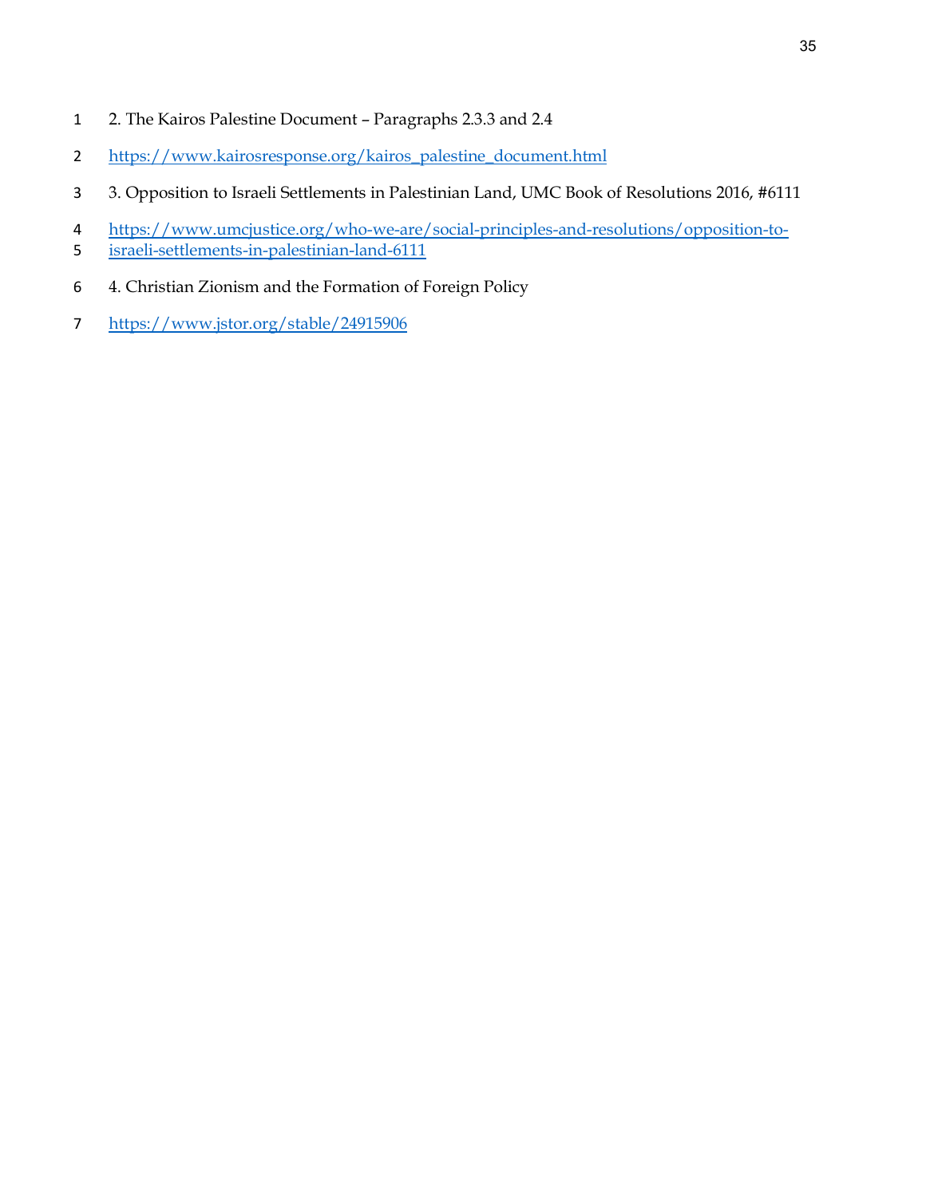2. The Kairos Palestine Document – Paragraphs 2.3.3 and 2.4

https://www.kairosresponse.org/kairos_palestine_document.html

3. Opposition to Israeli Settlements in Palestinian Land, UMC Book of Resolutions 2016, #6111

https://www.umcjustice.org/who-we-are/social-principles-and-resolutions/opposition-to-israeli-settlements-in-palestinian-land-6111

4. Christian Zionism and the Formation of Foreign Policy

https://www.jstor.org/stable/24915906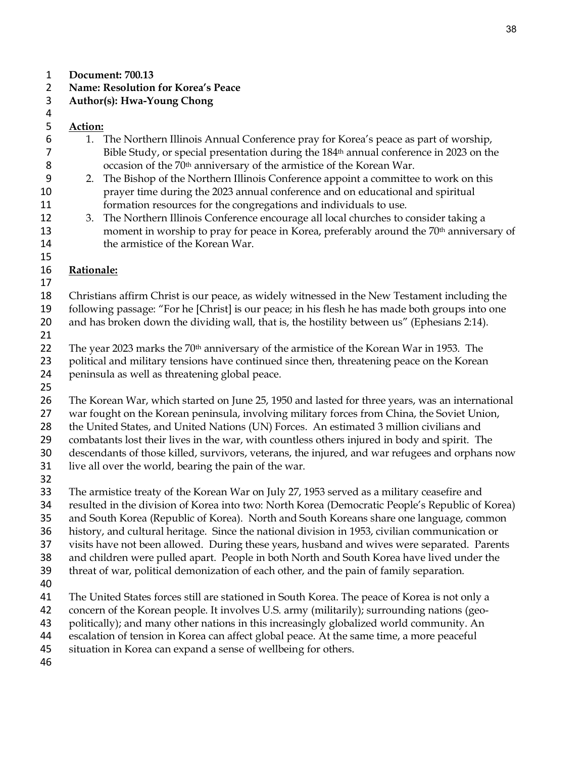**Document: 700.13**
**Name: Resolution for Korea's Peace**
**Author(s): Hwa-Young Chong**

**Action:**

1. The Northern Illinois Annual Conference pray for Korea's peace as part of worship, Bible Study, or special presentation during the 184th annual conference in 2023 on the occasion of the 70th anniversary of the armistice of the Korean War.
2. The Bishop of the Northern Illinois Conference appoint a committee to work on this prayer time during the 2023 annual conference and on educational and spiritual formation resources for the congregations and individuals to use.
3. The Northern Illinois Conference encourage all local churches to consider taking a moment in worship to pray for peace in Korea, preferably around the 70th anniversary of the armistice of the Korean War.

**Rationale:**

Christians affirm Christ is our peace, as widely witnessed in the New Testament including the following passage: "For he [Christ] is our peace; in his flesh he has made both groups into one and has broken down the dividing wall, that is, the hostility between us" (Ephesians 2:14).

The year 2023 marks the 70th anniversary of the armistice of the Korean War in 1953. The political and military tensions have continued since then, threatening peace on the Korean peninsula as well as threatening global peace.

The Korean War, which started on June 25, 1950 and lasted for three years, was an international war fought on the Korean peninsula, involving military forces from China, the Soviet Union, the United States, and United Nations (UN) Forces. An estimated 3 million civilians and combatants lost their lives in the war, with countless others injured in body and spirit. The descendants of those killed, survivors, veterans, the injured, and war refugees and orphans now live all over the world, bearing the pain of the war.

The armistice treaty of the Korean War on July 27, 1953 served as a military ceasefire and resulted in the division of Korea into two: North Korea (Democratic People's Republic of Korea) and South Korea (Republic of Korea). North and South Koreans share one language, common history, and cultural heritage. Since the national division in 1953, civilian communication or visits have not been allowed. During these years, husband and wives were separated. Parents and children were pulled apart. People in both North and South Korea have lived under the threat of war, political demonization of each other, and the pain of family separation.

The United States forces still are stationed in South Korea. The peace of Korea is not only a concern of the Korean people. It involves U.S. army (militarily); surrounding nations (geo-politically); and many other nations in this increasingly globalized world community. An escalation of tension in Korea can affect global peace. At the same time, a more peaceful situation in Korea can expand a sense of wellbeing for others.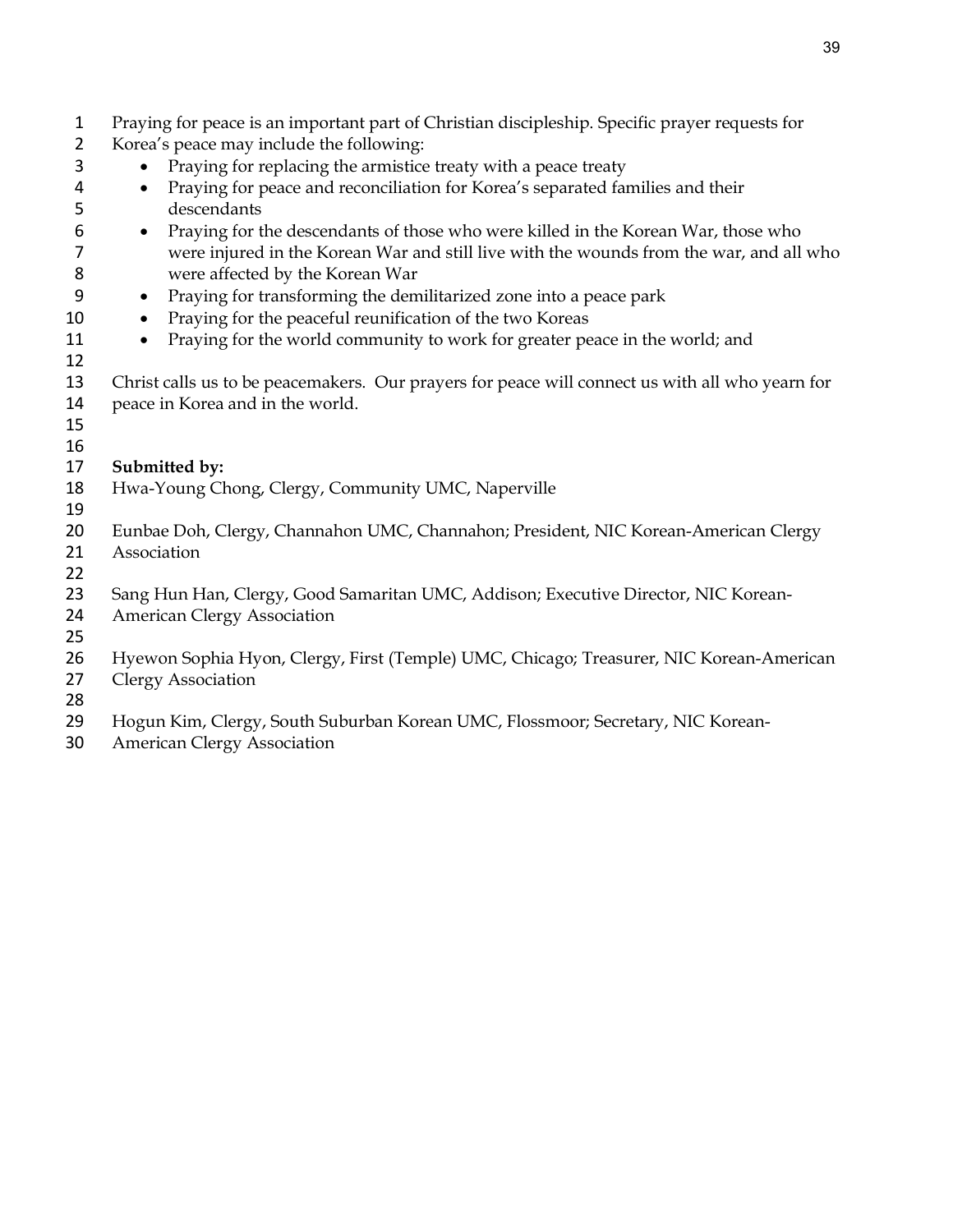Praying for peace is an important part of Christian discipleship. Specific prayer requests for Korea's peace may include the following:

- Praying for replacing the armistice treaty with a peace treaty
- Praying for peace and reconciliation for Korea's separated families and their descendants
- Praying for the descendants of those who were killed in the Korean War, those who were injured in the Korean War and still live with the wounds from the war, and all who were affected by the Korean War
- Praying for transforming the demilitarized zone into a peace park
- Praying for the peaceful reunification of the two Koreas
- Praying for the world community to work for greater peace in the world; and

Christ calls us to be peacemakers. Our prayers for peace will connect us with all who yearn for peace in Korea and in the world.

**Submitted by:**

Hwa-Young Chong, Clergy, Community UMC, Naperville

Eunbae Doh, Clergy, Channahon UMC, Channahon; President, NIC Korean-American Clergy Association

Sang Hun Han, Clergy, Good Samaritan UMC, Addison; Executive Director, NIC Korean-American Clergy Association

Hyewon Sophia Hyon, Clergy, First (Temple) UMC, Chicago; Treasurer, NIC Korean-American Clergy Association

Hogun Kim, Clergy, South Suburban Korean UMC, Flossmoor; Secretary, NIC Korean-American Clergy Association